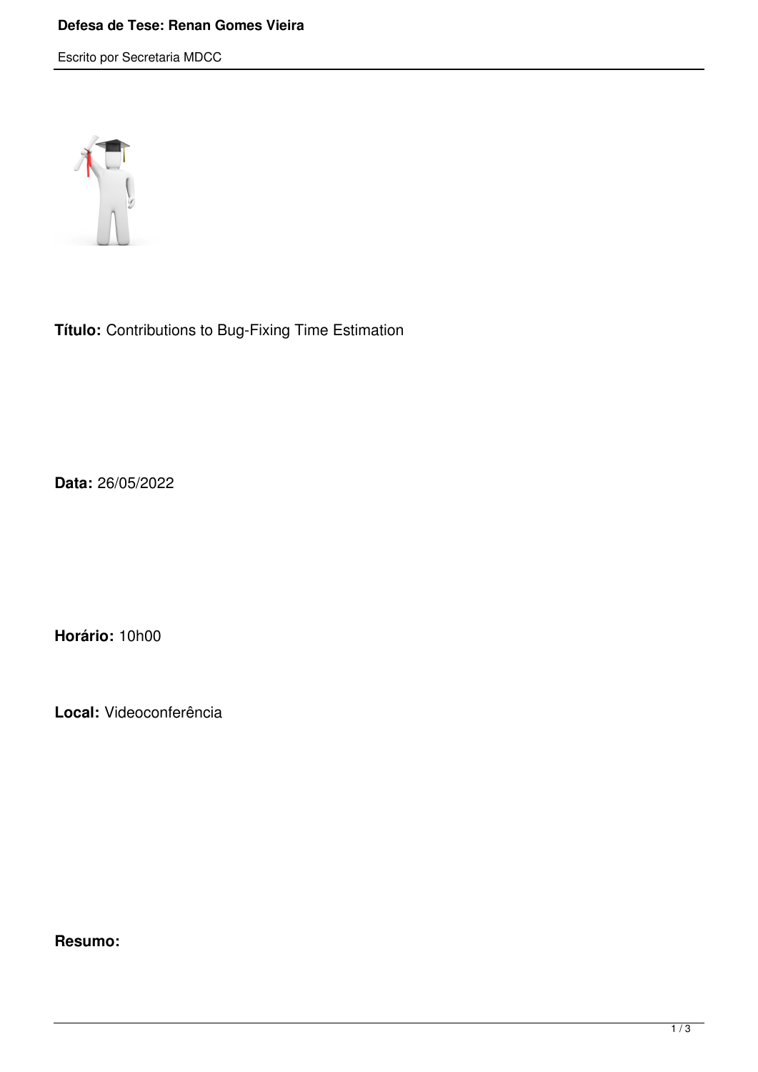# Defesa de Tese: Renan Gomes Vieira

Escrito por Secretaria MDCC

**Título:** Contributions to Bug-Fixing Time Estimation

**Data:** 26/05/2022

**Horário:** 10h00

**Local:** Videoconferência

**Resumo:**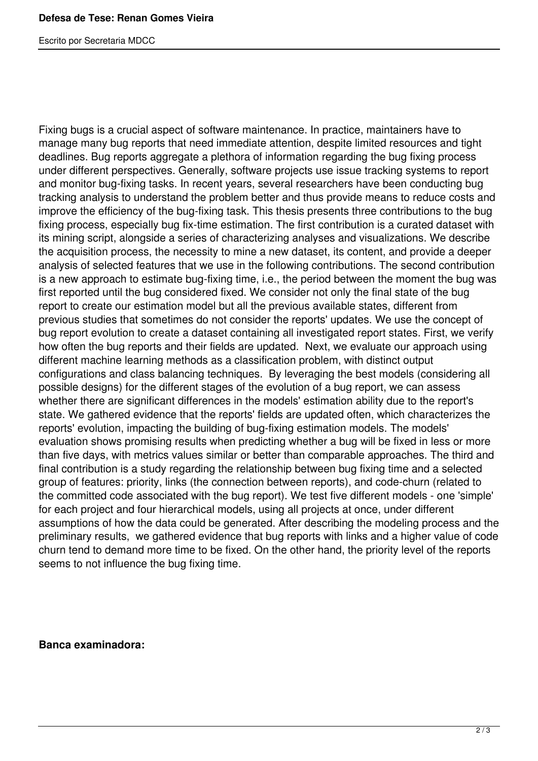Fixing bugs is a crucial aspect of software maintenance. In practice, maintainers have to manage many bug reports that need immediate attention, despite limited resources and tight deadlines. Bug reports aggregate a plethora of information regarding the bug fixing process under different perspectives. Generally, software projects use issue tracking systems to report and monitor bug-fixing tasks. In recent years, several researchers have been conducting bug tracking analysis to understand the problem better and thus provide means to reduce costs and improve the efficiency of the bug-fixing task. This thesis presents three contributions to the bug fixing process, especially bug fix-time estimation. The first contribution is a curated dataset with its mining script, alongside a series of characterizing analyses and visualizations. We describe the acquisition process, the necessity to mine a new dataset, its content, and provide a deeper analysis of selected features that we use in the following contributions. The second contribution is a new approach to estimate bug-fixing time, i.e., the period between the moment the bug was first reported until the bug considered fixed. We consider not only the final state of the bug report to create our estimation model but all the previous available states, different from previous studies that sometimes do not consider the reports' updates. We use the concept of bug report evolution to create a dataset containing all investigated report states. First, we verify how often the bug reports and their fields are updated. Next, we evaluate our approach using different machine learning methods as a classification problem, with distinct output configurations and class balancing techniques. By leveraging the best models (considering all possible designs) for the different stages of the evolution of a bug report, we can assess whether there are significant differences in the models' estimation ability due to the report's state. We gathered evidence that the reports' fields are updated often, which characterizes the reports' evolution, impacting the building of bug-fixing estimation models. The models' evaluation shows promising results when predicting whether a bug will be fixed in less or more than five days, with metrics values similar or better than comparable approaches. The third and final contribution is a study regarding the relationship between bug fixing time and a selected group of features: priority, links (the connection between reports), and code-churn (related to the committed code associated with the bug report). We test five different models - one 'simple' for each project and four hierarchical models, using all projects at once, under different assumptions of how the data could be generated. After describing the modeling process and the preliminary results, we gathered evidence that bug reports with links and a higher value of code churn tend to demand more time to be fixed. On the other hand, the priority level of the reports seems to not influence the bug fixing time.

**Banca examinadora:**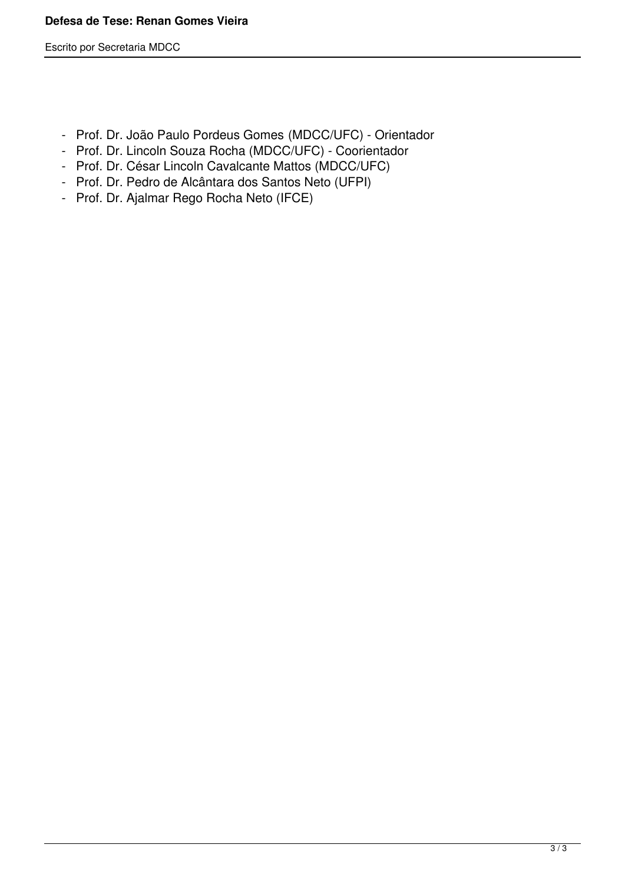- Prof. Dr. João Paulo Pordeus Gomes (MDCC/UFC) - Orientador
- Prof. Dr. Lincoln Souza Rocha (MDCC/UFC) - Coorientador
- Prof. Dr. César Lincoln Cavalcante Mattos (MDCC/UFC)
- Prof. Dr. Pedro de Alcântara dos Santos Neto (UFPI)
- Prof. Dr. Ajalmar Rego Rocha Neto (IFCE)